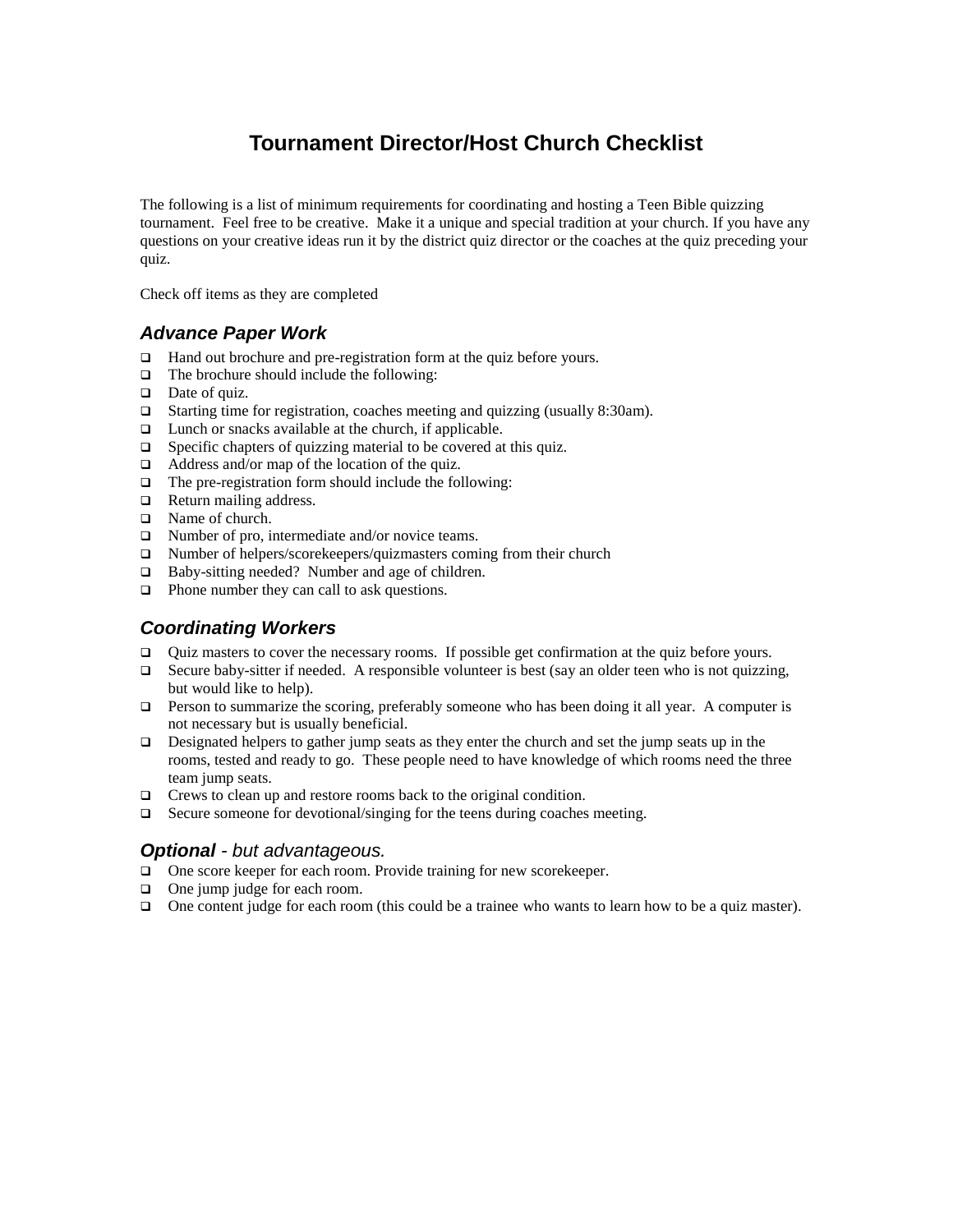# Tournament Director/Host Church Checklist

The following is a list of minimum requirements for coordinating and hosting a Teen Bible quizzing tournament. Feel free to be creative. Make it a unique and special tradition at your church. If you have any questions on your creative ideas run it by the district quiz director or the coaches at the quiz preceding your quiz.

Check off items as they are completed

## *Advance Paper Work*

- ❑ Hand out brochure and pre-registration form at the quiz before yours.
- ❑ The brochure should include the following:
- ❑ Date of quiz.
- ❑ Starting time for registration, coaches meeting and quizzing (usually 8:30am).
- ❑ Lunch or snacks available at the church, if applicable.
- ❑ Specific chapters of quizzing material to be covered at this quiz.
- ❑ Address and/or map of the location of the quiz.
- ❑ The pre-registration form should include the following:
- ❑ Return mailing address.
- ❑ Name of church.
- ❑ Number of pro, intermediate and/or novice teams.
- ❑ Number of helpers/scorekeepers/quizmasters coming from their church
- ❑ Baby-sitting needed? Number and age of children.
- ❑ Phone number they can call to ask questions.

## *Coordinating Workers*

- ❑ Quiz masters to cover the necessary rooms. If possible get confirmation at the quiz before yours.
- ❑ Secure baby-sitter if needed. A responsible volunteer is best (say an older teen who is not quizzing, but would like to help).
- ❑ Person to summarize the scoring, preferably someone who has been doing it all year. A computer is not necessary but is usually beneficial.
- ❑ Designated helpers to gather jump seats as they enter the church and set the jump seats up in the rooms, tested and ready to go. These people need to have knowledge of which rooms need the three team jump seats.
- ❑ Crews to clean up and restore rooms back to the original condition.
- ❑ Secure someone for devotional/singing for the teens during coaches meeting.

## ***Optional*** *- but advantageous.*

- ❑ One score keeper for each room. Provide training for new scorekeeper.
- ❑ One jump judge for each room.
- ❑ One content judge for each room (this could be a trainee who wants to learn how to be a quiz master).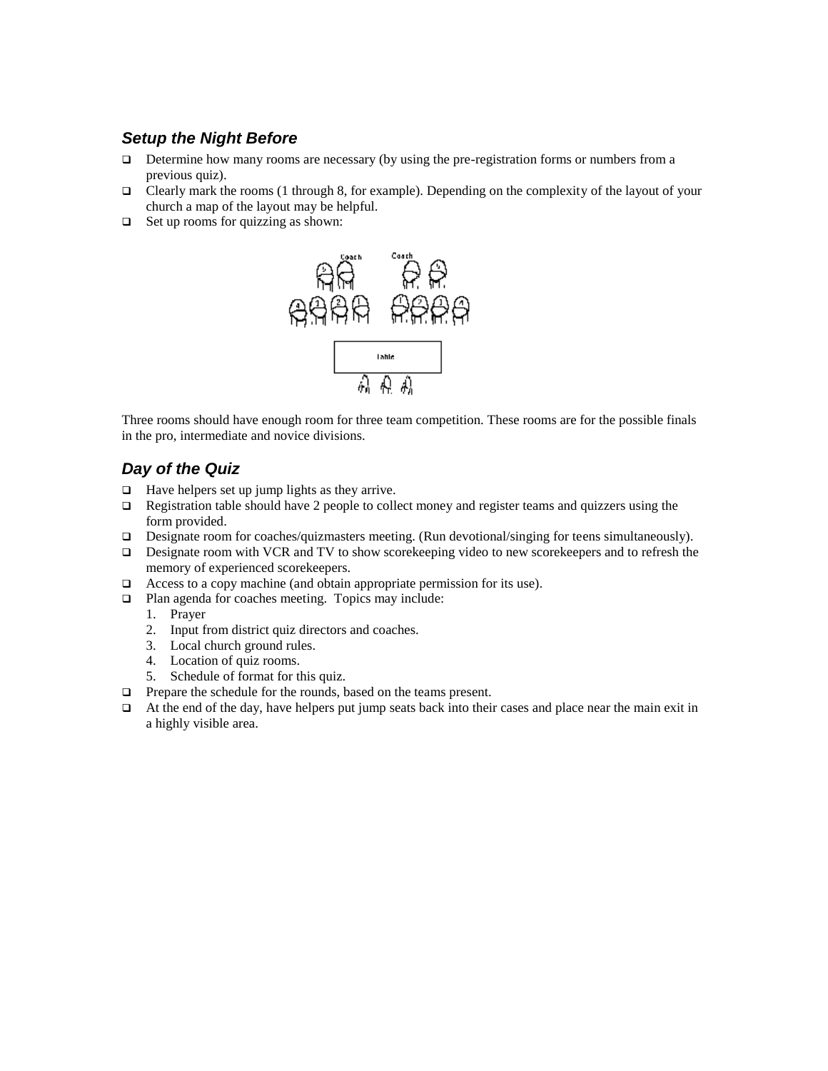### *Setup the Night Before*

- Determine how many rooms are necessary (by using the pre-registration forms or numbers from a previous quiz).
- Clearly mark the rooms (1 through 8, for example). Depending on the complexity of the layout of your church a map of the layout may be helpful.
- Set up rooms for quizzing as shown:

Coach
Coach
Table

Three rooms should have enough room for three team competition. These rooms are for the possible finals in the pro, intermediate and novice divisions.

### *Day of the Quiz*

- Have helpers set up jump lights as they arrive.
- Registration table should have 2 people to collect money and register teams and quizzers using the form provided.
- Designate room for coaches/quizmasters meeting. (Run devotional/singing for teens simultaneously).
- Designate room with VCR and TV to show scorekeeping video to new scorekeepers and to refresh the memory of experienced scorekeepers.
- Access to a copy machine (and obtain appropriate permission for its use).
- Plan agenda for coaches meeting. Topics may include:
  1. Prayer
  2. Input from district quiz directors and coaches.
  3. Local church ground rules.
  4. Location of quiz rooms.
  5. Schedule of format for this quiz.
- Prepare the schedule for the rounds, based on the teams present.
- At the end of the day, have helpers put jump seats back into their cases and place near the main exit in a highly visible area.